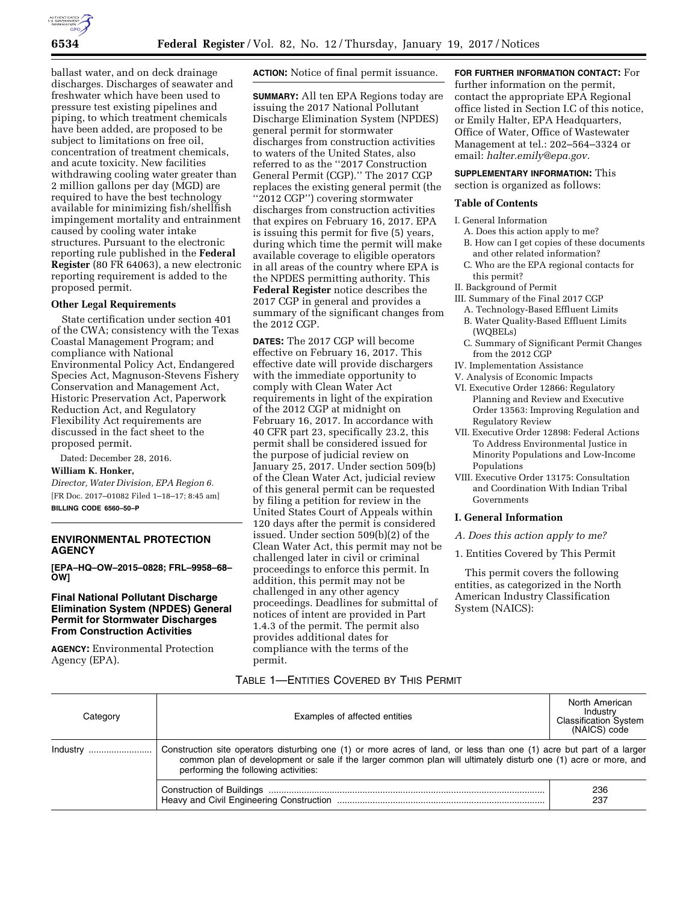ballast water, and on deck drainage discharges. Discharges of seawater and freshwater which have been used to pressure test existing pipelines and piping, to which treatment chemicals have been added, are proposed to be subject to limitations on free oil, concentration of treatment chemicals, and acute toxicity. New facilities withdrawing cooling water greater than 2 million gallons per day (MGD) are required to have the best technology available for minimizing fish/shellfish impingement mortality and entrainment caused by cooling water intake structures. Pursuant to the electronic reporting rule published in the **Federal Register** (80 FR 64063), a new electronic reporting requirement is added to the proposed permit.

**Other Legal Requirements**

State certification under section 401 of the CWA; consistency with the Texas Coastal Management Program; and compliance with National Environmental Policy Act, Endangered Species Act, Magnuson-Stevens Fishery Conservation and Management Act, Historic Preservation Act, Paperwork Reduction Act, and Regulatory Flexibility Act requirements are discussed in the fact sheet to the proposed permit.

Dated: December 28, 2016.

**William K. Honker,**

*Director, Water Division, EPA Region 6.*

[FR Doc. 2017–01082 Filed 1–18–17; 8:45 am]

**BILLING CODE 6560–50–P**

## ENVIRONMENTAL PROTECTION AGENCY

**[EPA–HQ–OW–2015–0828; FRL–9958–68–OW]**

## Final National Pollutant Discharge Elimination System (NPDES) General Permit for Stormwater Discharges From Construction Activities

**AGENCY:** Environmental Protection Agency (EPA).

**ACTION:** Notice of final permit issuance.

**SUMMARY:** All ten EPA Regions today are issuing the 2017 National Pollutant Discharge Elimination System (NPDES) general permit for stormwater discharges from construction activities to waters of the United States, also referred to as the ''2017 Construction General Permit (CGP).'' The 2017 CGP replaces the existing general permit (the ''2012 CGP'') covering stormwater discharges from construction activities that expires on February 16, 2017. EPA is issuing this permit for five (5) years, during which time the permit will make available coverage to eligible operators in all areas of the country where EPA is the NPDES permitting authority. This **Federal Register** notice describes the 2017 CGP in general and provides a summary of the significant changes from the 2012 CGP.

**DATES:** The 2017 CGP will become effective on February 16, 2017. This effective date will provide dischargers with the immediate opportunity to comply with Clean Water Act requirements in light of the expiration of the 2012 CGP at midnight on February 16, 2017. In accordance with 40 CFR part 23, specifically 23.2, this permit shall be considered issued for the purpose of judicial review on January 25, 2017. Under section 509(b) of the Clean Water Act, judicial review of this general permit can be requested by filing a petition for review in the United States Court of Appeals within 120 days after the permit is considered issued. Under section 509(b)(2) of the Clean Water Act, this permit may not be challenged later in civil or criminal proceedings to enforce this permit. In addition, this permit may not be challenged in any other agency proceedings. Deadlines for submittal of notices of intent are provided in Part 1.4.3 of the permit. The permit also provides additional dates for compliance with the terms of the permit.

**FOR FURTHER INFORMATION CONTACT:** For further information on the permit, contact the appropriate EPA Regional office listed in Section I.C of this notice, or Emily Halter, EPA Headquarters, Office of Water, Office of Wastewater Management at tel.: 202–564–3324 or email: *halter.emily@epa.gov.*

**SUPPLEMENTARY INFORMATION:** This section is organized as follows:

**Table of Contents**

- I. General Information
  - A. Does this action apply to me?
  - B. How can I get copies of these documents and other related information?
  - C. Who are the EPA regional contacts for this permit?
- II. Background of Permit
- III. Summary of the Final 2017 CGP
  - A. Technology-Based Effluent Limits
  - B. Water Quality-Based Effluent Limits (WQBELs)
  - C. Summary of Significant Permit Changes from the 2012 CGP
- IV. Implementation Assistance
- V. Analysis of Economic Impacts
- VI. Executive Order 12866: Regulatory Planning and Review and Executive Order 13563: Improving Regulation and Regulatory Review
- VII. Executive Order 12898: Federal Actions To Address Environmental Justice in Minority Populations and Low-Income Populations
- VIII. Executive Order 13175: Consultation and Coordination With Indian Tribal Governments

## I. General Information

*A. Does this action apply to me?*

1. Entities Covered by This Permit

This permit covers the following entities, as categorized in the North American Industry Classification System (NAICS):

TABLE 1—ENTITIES COVERED BY THIS PERMIT

| Category | Examples of affected entities | North American Industry Classification System (NAICS) code |
|---|---|---|
| Industry | Construction site operators disturbing one (1) or more acres of land, or less than one (1) acre but part of a larger common plan of development or sale if the larger common plan will ultimately disturb one (1) acre or more, and performing the following activities: | |
| | Construction of Buildings | 236 |
| | Heavy and Civil Engineering Construction | 237 |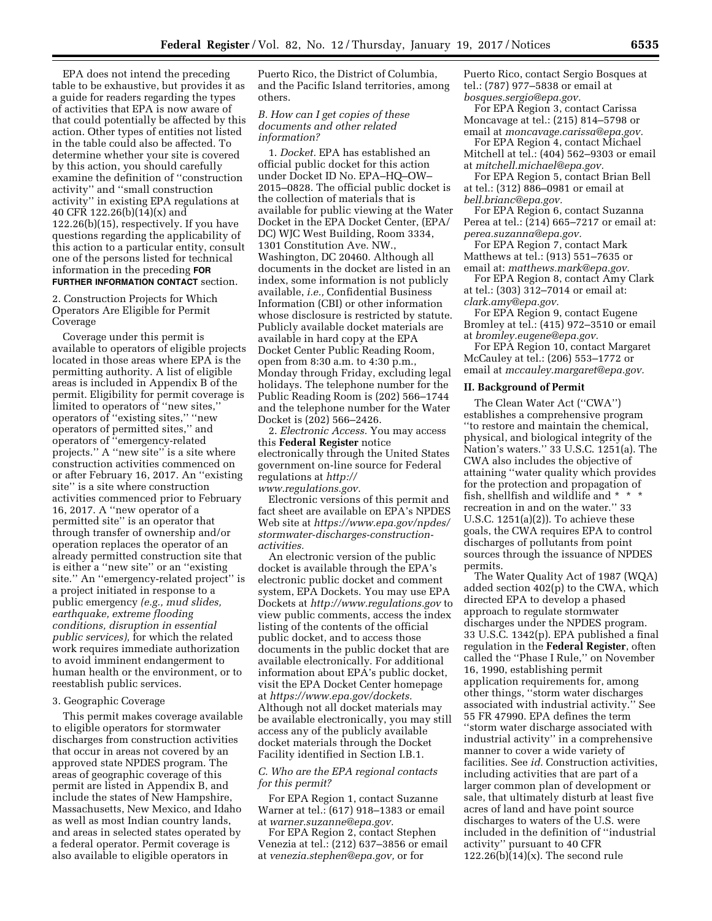EPA does not intend the preceding table to be exhaustive, but provides it as a guide for readers regarding the types of activities that EPA is now aware of that could potentially be affected by this action. Other types of entities not listed in the table could also be affected. To determine whether your site is covered by this action, you should carefully examine the definition of ''construction activity'' and ''small construction activity'' in existing EPA regulations at 40 CFR 122.26(b)(14)(x) and 122.26(b)(15), respectively. If you have questions regarding the applicability of this action to a particular entity, consult one of the persons listed for technical information in the preceding **FOR FURTHER INFORMATION CONTACT** section.

2. Construction Projects for Which Operators Are Eligible for Permit Coverage

Coverage under this permit is available to operators of eligible projects located in those areas where EPA is the permitting authority. A list of eligible areas is included in Appendix B of the permit. Eligibility for permit coverage is limited to operators of ''new sites,'' operators of ''existing sites,'' ''new operators of permitted sites,'' and operators of ''emergency-related projects.'' A ''new site'' is a site where construction activities commenced on or after February 16, 2017. An ''existing site'' is a site where construction activities commenced prior to February 16, 2017. A ''new operator of a permitted site'' is an operator that through transfer of ownership and/or operation replaces the operator of an already permitted construction site that is either a ''new site'' or an ''existing site.'' An ''emergency-related project'' is a project initiated in response to a public emergency *(e.g., mud slides, earthquake, extreme flooding conditions, disruption in essential public services),* for which the related work requires immediate authorization to avoid imminent endangerment to human health or the environment, or to reestablish public services.

3. Geographic Coverage

This permit makes coverage available to eligible operators for stormwater discharges from construction activities that occur in areas not covered by an approved state NPDES program. The areas of geographic coverage of this permit are listed in Appendix B, and include the states of New Hampshire, Massachusetts, New Mexico, and Idaho as well as most Indian country lands, and areas in selected states operated by a federal operator. Permit coverage is also available to eligible operators in Puerto Rico, the District of Columbia, and the Pacific Island territories, among others.

### *B. How can I get copies of these documents and other related information?*

1. *Docket.* EPA has established an official public docket for this action under Docket ID No. EPA–HQ–OW–2015–0828. The official public docket is the collection of materials that is available for public viewing at the Water Docket in the EPA Docket Center, (EPA/DC) WJC West Building, Room 3334, 1301 Constitution Ave. NW., Washington, DC 20460. Although all documents in the docket are listed in an index, some information is not publicly available, *i.e.,* Confidential Business Information (CBI) or other information whose disclosure is restricted by statute. Publicly available docket materials are available in hard copy at the EPA Docket Center Public Reading Room, open from 8:30 a.m. to 4:30 p.m., Monday through Friday, excluding legal holidays. The telephone number for the Public Reading Room is (202) 566–1744 and the telephone number for the Water Docket is (202) 566–2426.

2. *Electronic Access.* You may access this **Federal Register** notice electronically through the United States government on-line source for Federal regulations at *http://www.regulations.gov.*

Electronic versions of this permit and fact sheet are available on EPA's NPDES Web site at *https://www.epa.gov/npdes/stormwater-discharges-construction-activities.*

An electronic version of the public docket is available through the EPA's electronic public docket and comment system, EPA Dockets. You may use EPA Dockets at *http://www.regulations.gov* to view public comments, access the index listing of the contents of the official public docket, and to access those documents in the public docket that are available electronically. For additional information about EPA's public docket, visit the EPA Docket Center homepage at *https://www.epa.gov/dockets.* Although not all docket materials may be available electronically, you may still access any of the publicly available docket materials through the Docket Facility identified in Section I.B.1.

### *C. Who are the EPA regional contacts for this permit?*

For EPA Region 1, contact Suzanne Warner at tel.: (617) 918–1383 or email at *warner.suzanne@epa.gov.*

For EPA Region 2, contact Stephen Venezia at tel.: (212) 637–3856 or email at *venezia.stephen@epa.gov,* or for Puerto Rico, contact Sergio Bosques at tel.: (787) 977–5838 or email at *bosques.sergio@epa.gov.*

For EPA Region 3, contact Carissa Moncavage at tel.: (215) 814–5798 or email at *moncavage.carissa@epa.gov.*

For EPA Region 4, contact Michael Mitchell at tel.: (404) 562–9303 or email at *mitchell.michael@epa.gov.*

For EPA Region 5, contact Brian Bell at tel.: (312) 886–0981 or email at *bell.brianc@epa.gov.*

For EPA Region 6, contact Suzanna Perea at tel.: (214) 665–7217 or email at: *perea.suzanna@epa.gov.*

For EPA Region 7, contact Mark Matthews at tel.: (913) 551–7635 or email at: *matthews.mark@epa.gov.*

For EPA Region 8, contact Amy Clark at tel.: (303) 312–7014 or email at: *clark.amy@epa.gov.*

For EPA Region 9, contact Eugene Bromley at tel.: (415) 972–3510 or email at *bromley.eugene@epa.gov.*

For EPA Region 10, contact Margaret McCauley at tel.: (206) 553–1772 or email at *mccauley.margaret@epa.gov.*

## II. Background of Permit

The Clean Water Act (''CWA'') establishes a comprehensive program ''to restore and maintain the chemical, physical, and biological integrity of the Nation's waters.'' 33 U.S.C. 1251(a). The CWA also includes the objective of attaining ''water quality which provides for the protection and propagation of fish, shellfish and wildlife and * * * recreation in and on the water.'' 33 U.S.C. 1251(a)(2)). To achieve these goals, the CWA requires EPA to control discharges of pollutants from point sources through the issuance of NPDES permits.

The Water Quality Act of 1987 (WQA) added section 402(p) to the CWA, which directed EPA to develop a phased approach to regulate stormwater discharges under the NPDES program. 33 U.S.C. 1342(p). EPA published a final regulation in the **Federal Register**, often called the ''Phase I Rule,'' on November 16, 1990, establishing permit application requirements for, among other things, ''storm water discharges associated with industrial activity.'' See 55 FR 47990. EPA defines the term ''storm water discharge associated with industrial activity'' in a comprehensive manner to cover a wide variety of facilities. See *id.* Construction activities, including activities that are part of a larger common plan of development or sale, that ultimately disturb at least five acres of land and have point source discharges to waters of the U.S. were included in the definition of ''industrial activity'' pursuant to 40 CFR 122.26(b)(14)(x). The second rule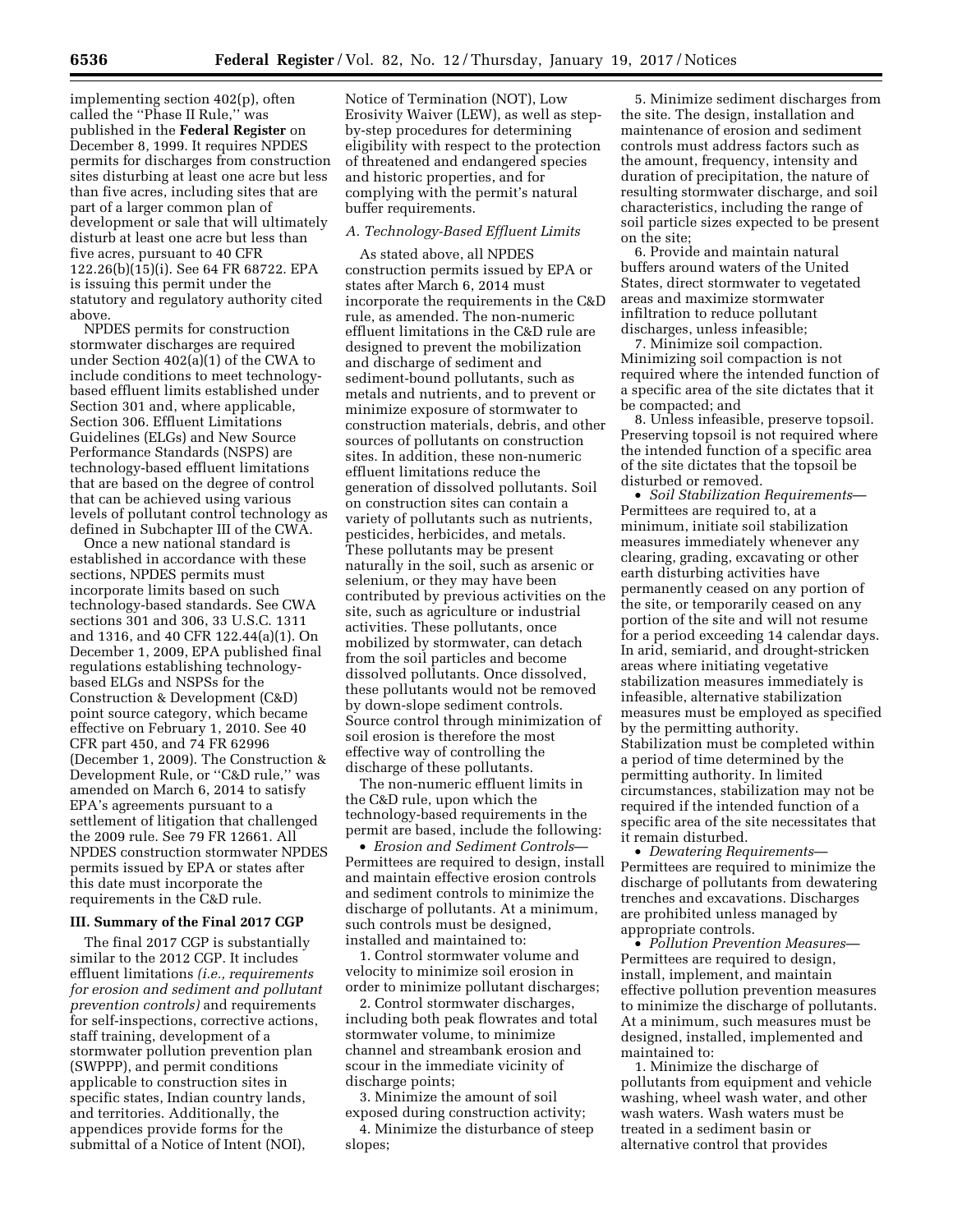implementing section 402(p), often called the "Phase II Rule," was published in the **Federal Register** on December 8, 1999. It requires NPDES permits for discharges from construction sites disturbing at least one acre but less than five acres, including sites that are part of a larger common plan of development or sale that will ultimately disturb at least one acre but less than five acres, pursuant to 40 CFR 122.26(b)(15)(i). See 64 FR 68722. EPA is issuing this permit under the statutory and regulatory authority cited above.

NPDES permits for construction stormwater discharges are required under Section 402(a)(1) of the CWA to include conditions to meet technology-based effluent limits established under Section 301 and, where applicable, Section 306. Effluent Limitations Guidelines (ELGs) and New Source Performance Standards (NSPS) are technology-based effluent limitations that are based on the degree of control that can be achieved using various levels of pollutant control technology as defined in Subchapter III of the CWA.

Once a new national standard is established in accordance with these sections, NPDES permits must incorporate limits based on such technology-based standards. See CWA sections 301 and 306, 33 U.S.C. 1311 and 1316, and 40 CFR 122.44(a)(1). On December 1, 2009, EPA published final regulations establishing technology-based ELGs and NSPSs for the Construction & Development (C&D) point source category, which became effective on February 1, 2010. See 40 CFR part 450, and 74 FR 62996 (December 1, 2009). The Construction & Development Rule, or "C&D rule," was amended on March 6, 2014 to satisfy EPA's agreements pursuant to a settlement of litigation that challenged the 2009 rule. See 79 FR 12661. All NPDES construction stormwater NPDES permits issued by EPA or states after this date must incorporate the requirements in the C&D rule.

## III. Summary of the Final 2017 CGP

The final 2017 CGP is substantially similar to the 2012 CGP. It includes effluent limitations *(i.e., requirements for erosion and sediment and pollutant prevention controls)* and requirements for self-inspections, corrective actions, staff training, development of a stormwater pollution prevention plan (SWPPP), and permit conditions applicable to construction sites in specific states, Indian country lands, and territories. Additionally, the appendices provide forms for the submittal of a Notice of Intent (NOI), Notice of Termination (NOT), Low Erosivity Waiver (LEW), as well as step-by-step procedures for determining eligibility with respect to the protection of threatened and endangered species and historic properties, and for complying with the permit's natural buffer requirements.

### A. Technology-Based Effluent Limits

As stated above, all NPDES construction permits issued by EPA or states after March 6, 2014 must incorporate the requirements in the C&D rule, as amended. The non-numeric effluent limitations in the C&D rule are designed to prevent the mobilization and discharge of sediment and sediment-bound pollutants, such as metals and nutrients, and to prevent or minimize exposure of stormwater to construction materials, debris, and other sources of pollutants on construction sites. In addition, these non-numeric effluent limitations reduce the generation of dissolved pollutants. Soil on construction sites can contain a variety of pollutants such as nutrients, pesticides, herbicides, and metals. These pollutants may be present naturally in the soil, such as arsenic or selenium, or they may have been contributed by previous activities on the site, such as agriculture or industrial activities. These pollutants, once mobilized by stormwater, can detach from the soil particles and become dissolved pollutants. Once dissolved, these pollutants would not be removed by down-slope sediment controls. Source control through minimization of soil erosion is therefore the most effective way of controlling the discharge of these pollutants.

The non-numeric effluent limits in the C&D rule, upon which the technology-based requirements in the permit are based, include the following:

- *Erosion and Sediment Controls*—Permittees are required to design, install and maintain effective erosion controls and sediment controls to minimize the discharge of pollutants. At a minimum, such controls must be designed, installed and maintained to:

1. Control stormwater volume and velocity to minimize soil erosion in order to minimize pollutant discharges;
2. Control stormwater discharges, including both peak flowrates and total stormwater volume, to minimize channel and streambank erosion and scour in the immediate vicinity of discharge points;
3. Minimize the amount of soil exposed during construction activity;
4. Minimize the disturbance of steep slopes;
5. Minimize sediment discharges from the site. The design, installation and maintenance of erosion and sediment controls must address factors such as the amount, frequency, intensity and duration of precipitation, the nature of resulting stormwater discharge, and soil characteristics, including the range of soil particle sizes expected to be present on the site;
6. Provide and maintain natural buffers around waters of the United States, direct stormwater to vegetated areas and maximize stormwater infiltration to reduce pollutant discharges, unless infeasible;
7. Minimize soil compaction. Minimizing soil compaction is not required where the intended function of a specific area of the site dictates that it be compacted; and
8. Unless infeasible, preserve topsoil. Preserving topsoil is not required where the intended function of a specific area of the site dictates that the topsoil be disturbed or removed.

- *Soil Stabilization Requirements*—Permittees are required to, at a minimum, initiate soil stabilization measures immediately whenever any clearing, grading, excavating or other earth disturbing activities have permanently ceased on any portion of the site, or temporarily ceased on any portion of the site and will not resume for a period exceeding 14 calendar days. In arid, semiarid, and drought-stricken areas where initiating vegetative stabilization measures immediately is infeasible, alternative stabilization measures must be employed as specified by the permitting authority. Stabilization must be completed within a period of time determined by the permitting authority. In limited circumstances, stabilization may not be required if the intended function of a specific area of the site necessitates that it remain disturbed.
- *Dewatering Requirements*—Permittees are required to minimize the discharge of pollutants from dewatering trenches and excavations. Discharges are prohibited unless managed by appropriate controls.
- *Pollution Prevention Measures*—Permittees are required to design, install, implement, and maintain effective pollution prevention measures to minimize the discharge of pollutants. At a minimum, such measures must be designed, installed, implemented and maintained to:

1. Minimize the discharge of pollutants from equipment and vehicle washing, wheel wash water, and other wash waters. Wash waters must be treated in a sediment basin or alternative control that provides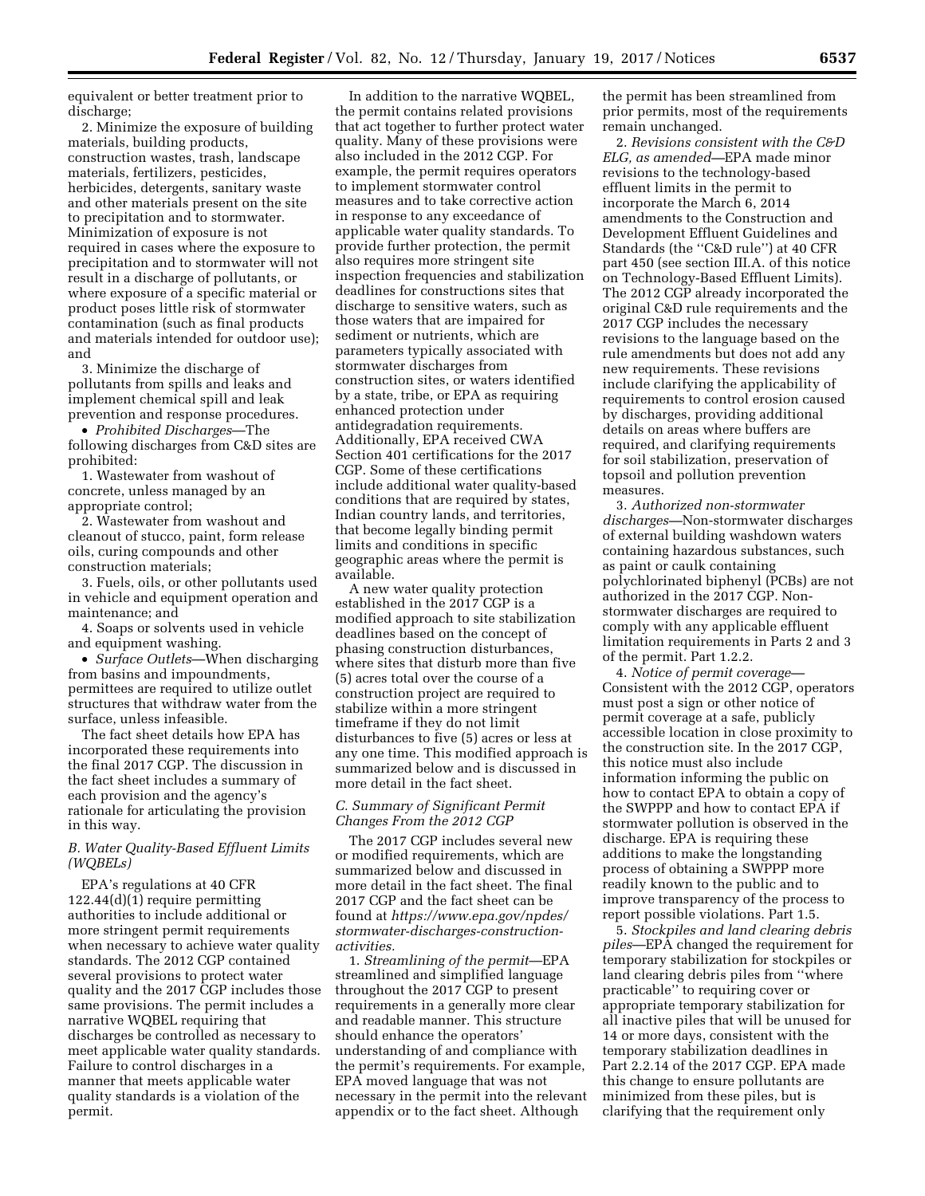equivalent or better treatment prior to discharge;

2. Minimize the exposure of building materials, building products, construction wastes, trash, landscape materials, fertilizers, pesticides, herbicides, detergents, sanitary waste and other materials present on the site to precipitation and to stormwater. Minimization of exposure is not required in cases where the exposure to precipitation and to stormwater will not result in a discharge of pollutants, or where exposure of a specific material or product poses little risk of stormwater contamination (such as final products and materials intended for outdoor use); and

3. Minimize the discharge of pollutants from spills and leaks and implement chemical spill and leak prevention and response procedures.

- *Prohibited Discharges*—The following discharges from C&D sites are prohibited:

1. Wastewater from washout of concrete, unless managed by an appropriate control;

2. Wastewater from washout and cleanout of stucco, paint, form release oils, curing compounds and other construction materials;

3. Fuels, oils, or other pollutants used in vehicle and equipment operation and maintenance; and

4. Soaps or solvents used in vehicle and equipment washing.

- *Surface Outlets*—When discharging from basins and impoundments, permittees are required to utilize outlet structures that withdraw water from the surface, unless infeasible.

The fact sheet details how EPA has incorporated these requirements into the final 2017 CGP. The discussion in the fact sheet includes a summary of each provision and the agency's rationale for articulating the provision in this way.

### B. Water Quality-Based Effluent Limits (WQBELs)

EPA's regulations at 40 CFR 122.44(d)(1) require permitting authorities to include additional or more stringent permit requirements when necessary to achieve water quality standards. The 2012 CGP contained several provisions to protect water quality and the 2017 CGP includes those same provisions. The permit includes a narrative WQBEL requiring that discharges be controlled as necessary to meet applicable water quality standards. Failure to control discharges in a manner that meets applicable water quality standards is a violation of the permit.

In addition to the narrative WQBEL, the permit contains related provisions that act together to further protect water quality. Many of these provisions were also included in the 2012 CGP. For example, the permit requires operators to implement stormwater control measures and to take corrective action in response to any exceedance of applicable water quality standards. To provide further protection, the permit also requires more stringent site inspection frequencies and stabilization deadlines for constructions sites that discharge to sensitive waters, such as those waters that are impaired for sediment or nutrients, which are parameters typically associated with stormwater discharges from construction sites, or waters identified by a state, tribe, or EPA as requiring enhanced protection under antidegradation requirements. Additionally, EPA received CWA Section 401 certifications for the 2017 CGP. Some of these certifications include additional water quality-based conditions that are required by states, Indian country lands, and territories, that become legally binding permit limits and conditions in specific geographic areas where the permit is available.

A new water quality protection established in the 2017 CGP is a modified approach to site stabilization deadlines based on the concept of phasing construction disturbances, where sites that disturb more than five (5) acres total over the course of a construction project are required to stabilize within a more stringent timeframe if they do not limit disturbances to five (5) acres or less at any one time. This modified approach is summarized below and is discussed in more detail in the fact sheet.

### C. Summary of Significant Permit Changes From the 2012 CGP

The 2017 CGP includes several new or modified requirements, which are summarized below and discussed in more detail in the fact sheet. The final 2017 CGP and the fact sheet can be found at *https://www.epa.gov/npdes/stormwater-discharges-construction-activities.*

1. *Streamlining of the permit*—EPA streamlined and simplified language throughout the 2017 CGP to present requirements in a generally more clear and readable manner. This structure should enhance the operators' understanding of and compliance with the permit's requirements. For example, EPA moved language that was not necessary in the permit into the relevant appendix or to the fact sheet. Although the permit has been streamlined from prior permits, most of the requirements remain unchanged.

2. *Revisions consistent with the C&D ELG, as amended*—EPA made minor revisions to the technology-based effluent limits in the permit to incorporate the March 6, 2014 amendments to the Construction and Development Effluent Guidelines and Standards (the "C&D rule") at 40 CFR part 450 (see section III.A. of this notice on Technology-Based Effluent Limits). The 2012 CGP already incorporated the original C&D rule requirements and the 2017 CGP includes the necessary revisions to the language based on the rule amendments but does not add any new requirements. These revisions include clarifying the applicability of requirements to control erosion caused by discharges, providing additional details on areas where buffers are required, and clarifying requirements for soil stabilization, preservation of topsoil and pollution prevention measures.

3. *Authorized non-stormwater discharges*—Non-stormwater discharges of external building washdown waters containing hazardous substances, such as paint or caulk containing polychlorinated biphenyl (PCBs) are not authorized in the 2017 CGP. Non-stormwater discharges are required to comply with any applicable effluent limitation requirements in Parts 2 and 3 of the permit. Part 1.2.2.

4. *Notice of permit coverage*—Consistent with the 2012 CGP, operators must post a sign or other notice of permit coverage at a safe, publicly accessible location in close proximity to the construction site. In the 2017 CGP, this notice must also include information informing the public on how to contact EPA to obtain a copy of the SWPPP and how to contact EPA if stormwater pollution is observed in the discharge. EPA is requiring these additions to make the longstanding process of obtaining a SWPPP more readily known to the public and to improve transparency of the process to report possible violations. Part 1.5.

5. *Stockpiles and land clearing debris piles*—EPA changed the requirement for temporary stabilization for stockpiles or land clearing debris piles from "where practicable" to requiring cover or appropriate temporary stabilization for all inactive piles that will be unused for 14 or more days, consistent with the temporary stabilization deadlines in Part 2.2.14 of the 2017 CGP. EPA made this change to ensure pollutants are minimized from these piles, but is clarifying that the requirement only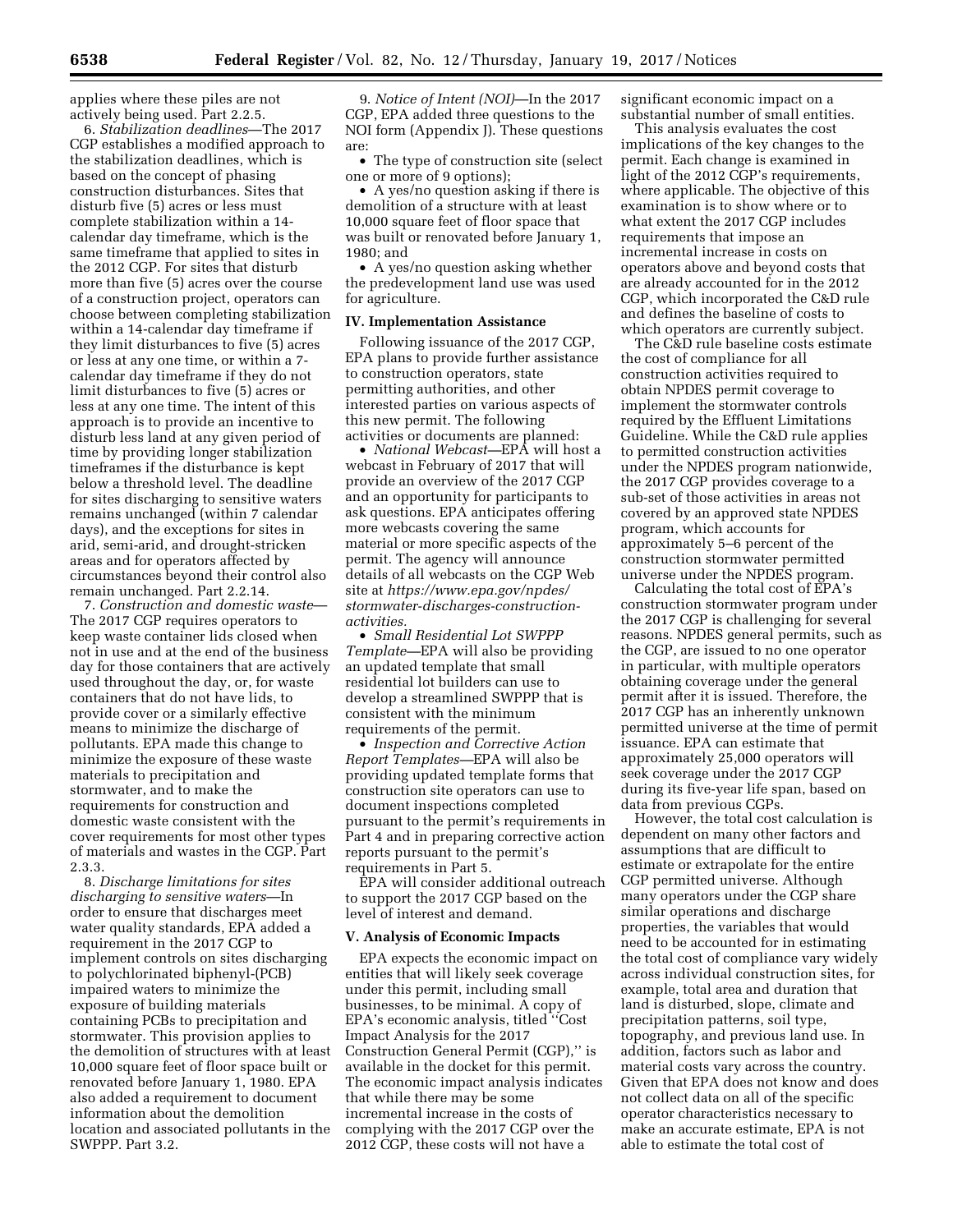applies where these piles are not actively being used. Part 2.2.5.

6. *Stabilization deadlines*—The 2017 CGP establishes a modified approach to the stabilization deadlines, which is based on the concept of phasing construction disturbances. Sites that disturb five (5) acres or less must complete stabilization within a 14-calendar day timeframe, which is the same timeframe that applied to sites in the 2012 CGP. For sites that disturb more than five (5) acres over the course of a construction project, operators can choose between completing stabilization within a 14-calendar day timeframe if they limit disturbances to five (5) acres or less at any one time, or within a 7-calendar day timeframe if they do not limit disturbances to five (5) acres or less at any one time. The intent of this approach is to provide an incentive to disturb less land at any given period of time by providing longer stabilization timeframes if the disturbance is kept below a threshold level. The deadline for sites discharging to sensitive waters remains unchanged (within 7 calendar days), and the exceptions for sites in arid, semi-arid, and drought-stricken areas and for operators affected by circumstances beyond their control also remain unchanged. Part 2.2.14.

7. *Construction and domestic waste*—The 2017 CGP requires operators to keep waste container lids closed when not in use and at the end of the business day for those containers that are actively used throughout the day, or, for waste containers that do not have lids, to provide cover or a similarly effective means to minimize the discharge of pollutants. EPA made this change to minimize the exposure of these waste materials to precipitation and stormwater, and to make the requirements for construction and domestic waste consistent with the cover requirements for most other types of materials and wastes in the CGP. Part 2.3.3.

8. *Discharge limitations for sites discharging to sensitive waters*—In order to ensure that discharges meet water quality standards, EPA added a requirement in the 2017 CGP to implement controls on sites discharging to polychlorinated biphenyl-(PCB) impaired waters to minimize the exposure of building materials containing PCBs to precipitation and stormwater. This provision applies to the demolition of structures with at least 10,000 square feet of floor space built or renovated before January 1, 1980. EPA also added a requirement to document information about the demolition location and associated pollutants in the SWPPP. Part 3.2.

9. *Notice of Intent (NOI)*—In the 2017 CGP, EPA added three questions to the NOI form (Appendix J). These questions are:

- The type of construction site (select one or more of 9 options);
- A yes/no question asking if there is demolition of a structure with at least 10,000 square feet of floor space that was built or renovated before January 1, 1980; and
- A yes/no question asking whether the predevelopment land use was used for agriculture.

## IV. Implementation Assistance

Following issuance of the 2017 CGP, EPA plans to provide further assistance to construction operators, state permitting authorities, and other interested parties on various aspects of this new permit. The following activities or documents are planned:

- *National Webcast*—EPA will host a webcast in February of 2017 that will provide an overview of the 2017 CGP and an opportunity for participants to ask questions. EPA anticipates offering more webcasts covering the same material or more specific aspects of the permit. The agency will announce details of all webcasts on the CGP Web site at *https://www.epa.gov/npdes/stormwater-discharges-construction-activities.*
- *Small Residential Lot SWPPP Template*—EPA will also be providing an updated template that small residential lot builders can use to develop a streamlined SWPPP that is consistent with the minimum requirements of the permit.
- *Inspection and Corrective Action Report Templates*—EPA will also be providing updated template forms that construction site operators can use to document inspections completed pursuant to the permit's requirements in Part 4 and in preparing corrective action reports pursuant to the permit's requirements in Part 5.

EPA will consider additional outreach to support the 2017 CGP based on the level of interest and demand.

## V. Analysis of Economic Impacts

EPA expects the economic impact on entities that will likely seek coverage under this permit, including small businesses, to be minimal. A copy of EPA's economic analysis, titled ''Cost Impact Analysis for the 2017 Construction General Permit (CGP),'' is available in the docket for this permit. The economic impact analysis indicates that while there may be some incremental increase in the costs of complying with the 2017 CGP over the 2012 CGP, these costs will not have a significant economic impact on a substantial number of small entities.

This analysis evaluates the cost implications of the key changes to the permit. Each change is examined in light of the 2012 CGP's requirements, where applicable. The objective of this examination is to show where or to what extent the 2017 CGP includes requirements that impose an incremental increase in costs on operators above and beyond costs that are already accounted for in the 2012 CGP, which incorporated the C&D rule and defines the baseline of costs to which operators are currently subject.

The C&D rule baseline costs estimate the cost of compliance for all construction activities required to obtain NPDES permit coverage to implement the stormwater controls required by the Effluent Limitations Guideline. While the C&D rule applies to permitted construction activities under the NPDES program nationwide, the 2017 CGP provides coverage to a sub-set of those activities in areas not covered by an approved state NPDES program, which accounts for approximately 5–6 percent of the construction stormwater permitted universe under the NPDES program.

Calculating the total cost of EPA's construction stormwater program under the 2017 CGP is challenging for several reasons. NPDES general permits, such as the CGP, are issued to no one operator in particular, with multiple operators obtaining coverage under the general permit after it is issued. Therefore, the 2017 CGP has an inherently unknown permitted universe at the time of permit issuance. EPA can estimate that approximately 25,000 operators will seek coverage under the 2017 CGP during its five-year life span, based on data from previous CGPs.

However, the total cost calculation is dependent on many other factors and assumptions that are difficult to estimate or extrapolate for the entire CGP permitted universe. Although many operators under the CGP share similar operations and discharge properties, the variables that would need to be accounted for in estimating the total cost of compliance vary widely across individual construction sites, for example, total area and duration that land is disturbed, slope, climate and precipitation patterns, soil type, topography, and previous land use. In addition, factors such as labor and material costs vary across the country. Given that EPA does not know and does not collect data on all of the specific operator characteristics necessary to make an accurate estimate, EPA is not able to estimate the total cost of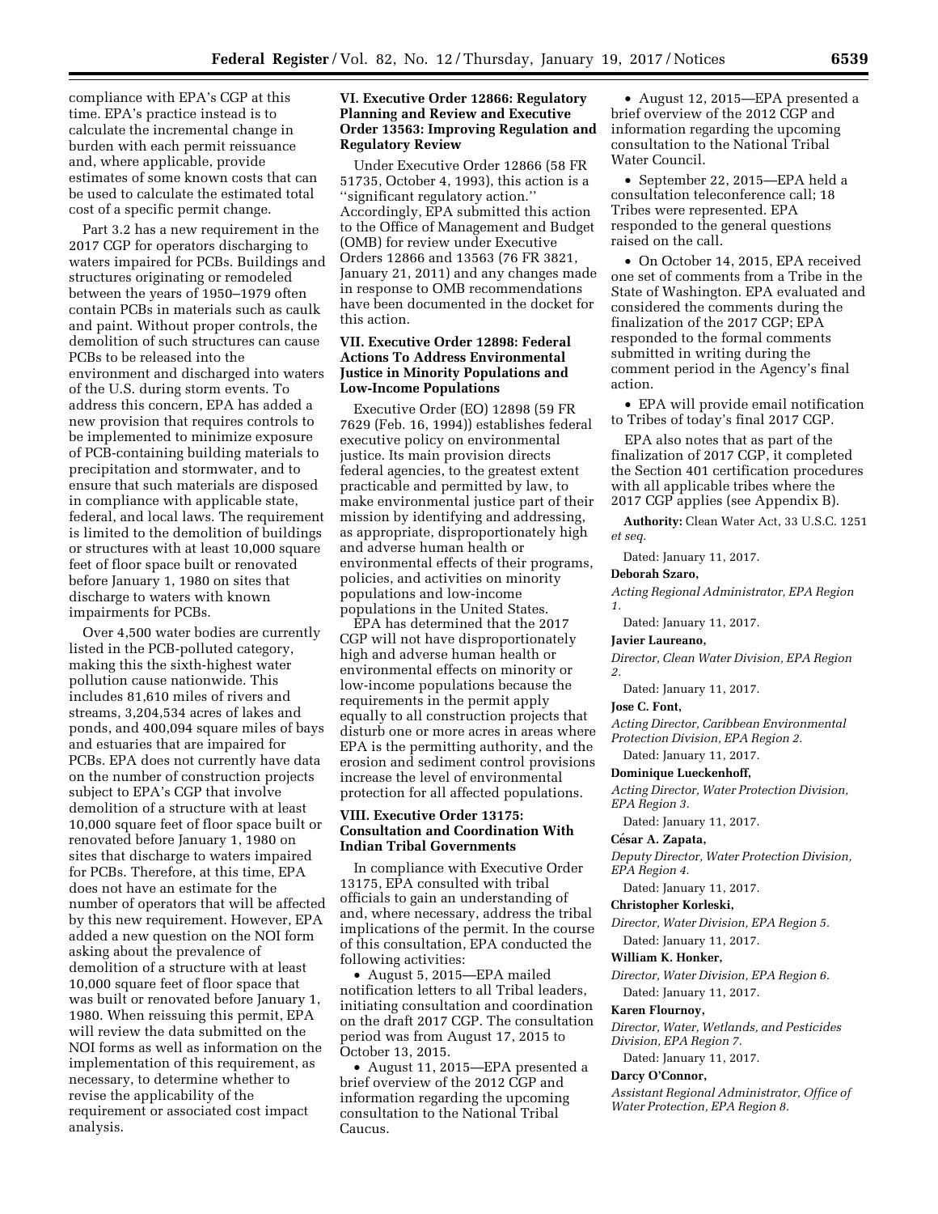compliance with EPA's CGP at this time. EPA's practice instead is to calculate the incremental change in burden with each permit reissuance and, where applicable, provide estimates of some known costs that can be used to calculate the estimated total cost of a specific permit change.

Part 3.2 has a new requirement in the 2017 CGP for operators discharging to waters impaired for PCBs. Buildings and structures originating or remodeled between the years of 1950–1979 often contain PCBs in materials such as caulk and paint. Without proper controls, the demolition of such structures can cause PCBs to be released into the environment and discharged into waters of the U.S. during storm events. To address this concern, EPA has added a new provision that requires controls to be implemented to minimize exposure of PCB-containing building materials to precipitation and stormwater, and to ensure that such materials are disposed in compliance with applicable state, federal, and local laws. The requirement is limited to the demolition of buildings or structures with at least 10,000 square feet of floor space built or renovated before January 1, 1980 on sites that discharge to waters with known impairments for PCBs.

Over 4,500 water bodies are currently listed in the PCB-polluted category, making this the sixth-highest water pollution cause nationwide. This includes 81,610 miles of rivers and streams, 3,204,534 acres of lakes and ponds, and 400,094 square miles of bays and estuaries that are impaired for PCBs. EPA does not currently have data on the number of construction projects subject to EPA's CGP that involve demolition of a structure with at least 10,000 square feet of floor space built or renovated before January 1, 1980 on sites that discharge to waters impaired for PCBs. Therefore, at this time, EPA does not have an estimate for the number of operators that will be affected by this new requirement. However, EPA added a new question on the NOI form asking about the prevalence of demolition of a structure with at least 10,000 square feet of floor space that was built or renovated before January 1, 1980. When reissuing this permit, EPA will review the data submitted on the NOI forms as well as information on the implementation of this requirement, as necessary, to determine whether to revise the applicability of the requirement or associated cost impact analysis.

## VI. Executive Order 12866: Regulatory Planning and Review and Executive Order 13563: Improving Regulation and Regulatory Review

Under Executive Order 12866 (58 FR 51735, October 4, 1993), this action is a ''significant regulatory action.'' Accordingly, EPA submitted this action to the Office of Management and Budget (OMB) for review under Executive Orders 12866 and 13563 (76 FR 3821, January 21, 2011) and any changes made in response to OMB recommendations have been documented in the docket for this action.

## VII. Executive Order 12898: Federal Actions To Address Environmental Justice in Minority Populations and Low-Income Populations

Executive Order (EO) 12898 (59 FR 7629 (Feb. 16, 1994)) establishes federal executive policy on environmental justice. Its main provision directs federal agencies, to the greatest extent practicable and permitted by law, to make environmental justice part of their mission by identifying and addressing, as appropriate, disproportionately high and adverse human health or environmental effects of their programs, policies, and activities on minority populations and low-income populations in the United States.

EPA has determined that the 2017 CGP will not have disproportionately high and adverse human health or environmental effects on minority or low-income populations because the requirements in the permit apply equally to all construction projects that disturb one or more acres in areas where EPA is the permitting authority, and the erosion and sediment control provisions increase the level of environmental protection for all affected populations.

## VIII. Executive Order 13175: Consultation and Coordination With Indian Tribal Governments

In compliance with Executive Order 13175, EPA consulted with tribal officials to gain an understanding of and, where necessary, address the tribal implications of the permit. In the course of this consultation, EPA conducted the following activities:

- August 5, 2015—EPA mailed notification letters to all Tribal leaders, initiating consultation and coordination on the draft 2017 CGP. The consultation period was from August 17, 2015 to October 13, 2015.
- August 11, 2015—EPA presented a brief overview of the 2012 CGP and information regarding the upcoming consultation to the National Tribal Caucus.
- August 12, 2015—EPA presented a brief overview of the 2012 CGP and information regarding the upcoming consultation to the National Tribal Water Council.
- September 22, 2015—EPA held a consultation teleconference call; 18 Tribes were represented. EPA responded to the general questions raised on the call.
- On October 14, 2015, EPA received one set of comments from a Tribe in the State of Washington. EPA evaluated and considered the comments during the finalization of the 2017 CGP; EPA responded to the formal comments submitted in writing during the comment period in the Agency's final action.
- EPA will provide email notification to Tribes of today's final 2017 CGP.

EPA also notes that as part of the finalization of 2017 CGP, it completed the Section 401 certification procedures with all applicable tribes where the 2017 CGP applies (see Appendix B).

**Authority:** Clean Water Act, 33 U.S.C. 1251 *et seq.*

Dated: January 11, 2017.

**Deborah Szaro,**

*Acting Regional Administrator, EPA Region 1.*

Dated: January 11, 2017.

**Javier Laureano,**

*Director, Clean Water Division, EPA Region 2.*

Dated: January 11, 2017.

**Jose C. Font,**

*Acting Director, Caribbean Environmental Protection Division, EPA Region 2.*

Dated: January 11, 2017.

**Dominique Lueckenhoff,**

*Acting Director, Water Protection Division, EPA Region 3.*

Dated: January 11, 2017.

**César A. Zapata,**

*Deputy Director, Water Protection Division, EPA Region 4.*

Dated: January 11, 2017.

**Christopher Korleski,**

*Director, Water Division, EPA Region 5.*

Dated: January 11, 2017.

**William K. Honker,**

*Director, Water Division, EPA Region 6.*

Dated: January 11, 2017.

**Karen Flournoy,**

*Director, Water, Wetlands, and Pesticides Division, EPA Region 7.*

Dated: January 11, 2017.

**Darcy O'Connor,**

*Assistant Regional Administrator, Office of Water Protection, EPA Region 8.*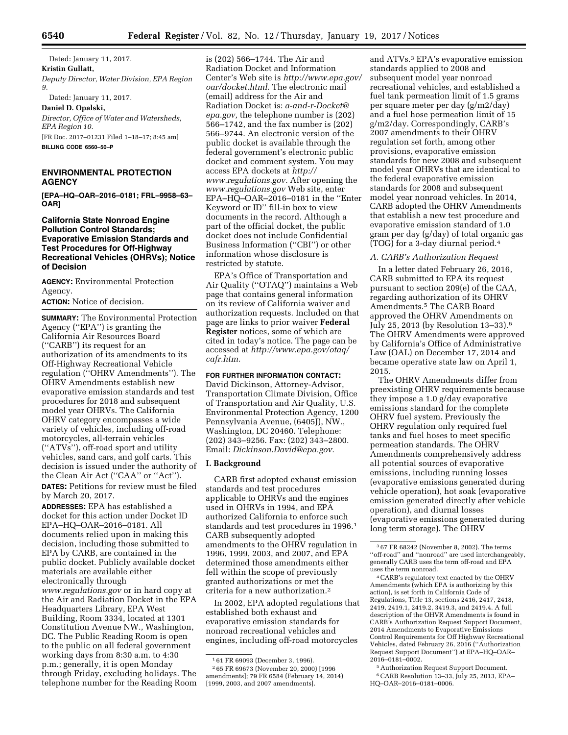Dated: January 11, 2017.

**Kristin Gullatt,**

*Deputy Director, Water Division, EPA Region 9.*

Dated: January 11, 2017.

**Daniel D. Opalski,**

*Director, Office of Water and Watersheds, EPA Region 10.*

[FR Doc. 2017–01231 Filed 1–18–17; 8:45 am]

**BILLING CODE 6560–50–P**

## ENVIRONMENTAL PROTECTION AGENCY

**[EPA–HQ–OAR–2016–0181; FRL–9958–63–OAR]**

### California State Nonroad Engine Pollution Control Standards; Evaporative Emission Standards and Test Procedures for Off-Highway Recreational Vehicles (OHRVs); Notice of Decision

**AGENCY:** Environmental Protection Agency.

**ACTION:** Notice of decision.

**SUMMARY:** The Environmental Protection Agency (''EPA'') is granting the California Air Resources Board (''CARB'') its request for an authorization of its amendments to its Off-Highway Recreational Vehicle regulation (''OHRV Amendments''). The OHRV Amendments establish new evaporative emission standards and test procedures for 2018 and subsequent model year OHRVs. The California OHRV category encompasses a wide variety of vehicles, including off-road motorcycles, all-terrain vehicles (''ATVs''), off-road sport and utility vehicles, sand cars, and golf carts. This decision is issued under the authority of the Clean Air Act (''CAA'' or ''Act'').

**DATES:** Petitions for review must be filed by March 20, 2017.

**ADDRESSES:** EPA has established a docket for this action under Docket ID EPA–HQ–OAR–2016–0181. All documents relied upon in making this decision, including those submitted to EPA by CARB, are contained in the public docket. Publicly available docket materials are available either electronically through *www.regulations.gov* or in hard copy at the Air and Radiation Docket in the EPA Headquarters Library, EPA West Building, Room 3334, located at 1301 Constitution Avenue NW., Washington, DC. The Public Reading Room is open to the public on all federal government working days from 8:30 a.m. to 4:30 p.m.; generally, it is open Monday through Friday, excluding holidays. The telephone number for the Reading Room is (202) 566–1744. The Air and Radiation Docket and Information Center's Web site is *http://www.epa.gov/oar/docket.html.* The electronic mail (email) address for the Air and Radiation Docket is: *a-and-r-Docket@epa.gov,* the telephone number is (202) 566–1742, and the fax number is (202) 566–9744. An electronic version of the public docket is available through the federal government's electronic public docket and comment system. You may access EPA dockets at *http://www.regulations.gov.* After opening the *www.regulations.gov* Web site, enter EPA–HQ–OAR–2016–0181 in the ''Enter Keyword or ID'' fill-in box to view documents in the record. Although a part of the official docket, the public docket does not include Confidential Business Information (''CBI'') or other information whose disclosure is restricted by statute.

EPA's Office of Transportation and Air Quality (''OTAQ'') maintains a Web page that contains general information on its review of California waiver and authorization requests. Included on that page are links to prior waiver **Federal Register** notices, some of which are cited in today's notice. The page can be accessed at *http://www.epa.gov/otaq/cafr.htm.*

**FOR FURTHER INFORMATION CONTACT:** David Dickinson, Attorney-Advisor, Transportation Climate Division, Office of Transportation and Air Quality, U.S. Environmental Protection Agency, 1200 Pennsylvania Avenue, (6405J), NW., Washington, DC 20460. Telephone: (202) 343–9256. Fax: (202) 343–2800. Email: *Dickinson.David@epa.gov.*

## I. Background

CARB first adopted exhaust emission standards and test procedures applicable to OHRVs and the engines used in OHRVs in 1994, and EPA authorized California to enforce such standards and test procedures in 1996.[1] CARB subsequently adopted amendments to the OHRV regulation in 1996, 1999, 2003, and 2007, and EPA determined those amendments either fell within the scope of previously granted authorizations or met the criteria for a new authorization.[2]

In 2002, EPA adopted regulations that established both exhaust and evaporative emission standards for nonroad recreational vehicles and engines, including off-road motorcycles and ATVs.[3] EPA's evaporative emission standards applied to 2008 and subsequent model year nonroad recreational vehicles, and established a fuel tank permeation limit of 1.5 grams per square meter per day (g/m2/day) and a fuel hose permeation limit of 15 g/m2/day. Correspondingly, CARB's 2007 amendments to their OHRV regulation set forth, among other provisions, evaporative emission standards for new 2008 and subsequent model year OHRVs that are identical to the federal evaporative emission standards for 2008 and subsequent model year nonroad vehicles. In 2014, CARB adopted the OHRV Amendments that establish a new test procedure and evaporative emission standard of 1.0 gram per day (g/day) of total organic gas (TOG) for a 3-day diurnal period.[4]

### A. CARB's Authorization Request

In a letter dated February 26, 2016, CARB submitted to EPA its request pursuant to section 209(e) of the CAA, regarding authorization of its OHRV Amendments.[5] The CARB Board approved the OHRV Amendments on July 25, 2013 (by Resolution 13–33).[6] The OHRV Amendments were approved by California's Office of Administrative Law (OAL) on December 17, 2014 and became operative state law on April 1, 2015.

The OHRV Amendments differ from preexisting OHRV requirements because they impose a 1.0 g/day evaporative emissions standard for the complete OHRV fuel system. Previously the OHRV regulation only required fuel tanks and fuel hoses to meet specific permeation standards. The OHRV Amendments comprehensively address all potential sources of evaporative emissions, including running losses (evaporative emissions generated during vehicle operation), hot soak (evaporative emission generated directly after vehicle operation), and diurnal losses (evaporative emissions generated during long term storage). The OHRV

---

[1] 61 FR 69093 (December 3, 1996).

[2] 65 FR 69673 (November 20, 2000) [1996 amendments]; 79 FR 6584 (February 14, 2014) [1999, 2003, and 2007 amendments].

[3] 67 FR 68242 (November 8, 2002). The terms ''off-road'' and ''nonroad'' are used interchangeably, generally CARB uses the term off-road and EPA uses the term nonroad.

[4] CARB's regulatory text enacted by the OHRV Amendments (which EPA is authorizing by this action), is set forth in California Code of Regulations, Title 13, sections 2416, 2417, 2418, 2419, 2419.1, 2419.2, 3419.3, and 2419.4. A full description of the OHVR Amendments is found in CARB's Authorization Request Support Document, 2014 Amendments to Evaporative Emissions Control Requirements for Off Highway Recreational Vehicles, dated February 26, 2016 (''Authorization Request Support Document'') at EPA–HQ–OAR–2016–0181–0002.

[5] Authorization Request Support Document.

[6] CARB Resolution 13–33, July 25, 2013, EPA–HQ–OAR–2016–0181–0006.